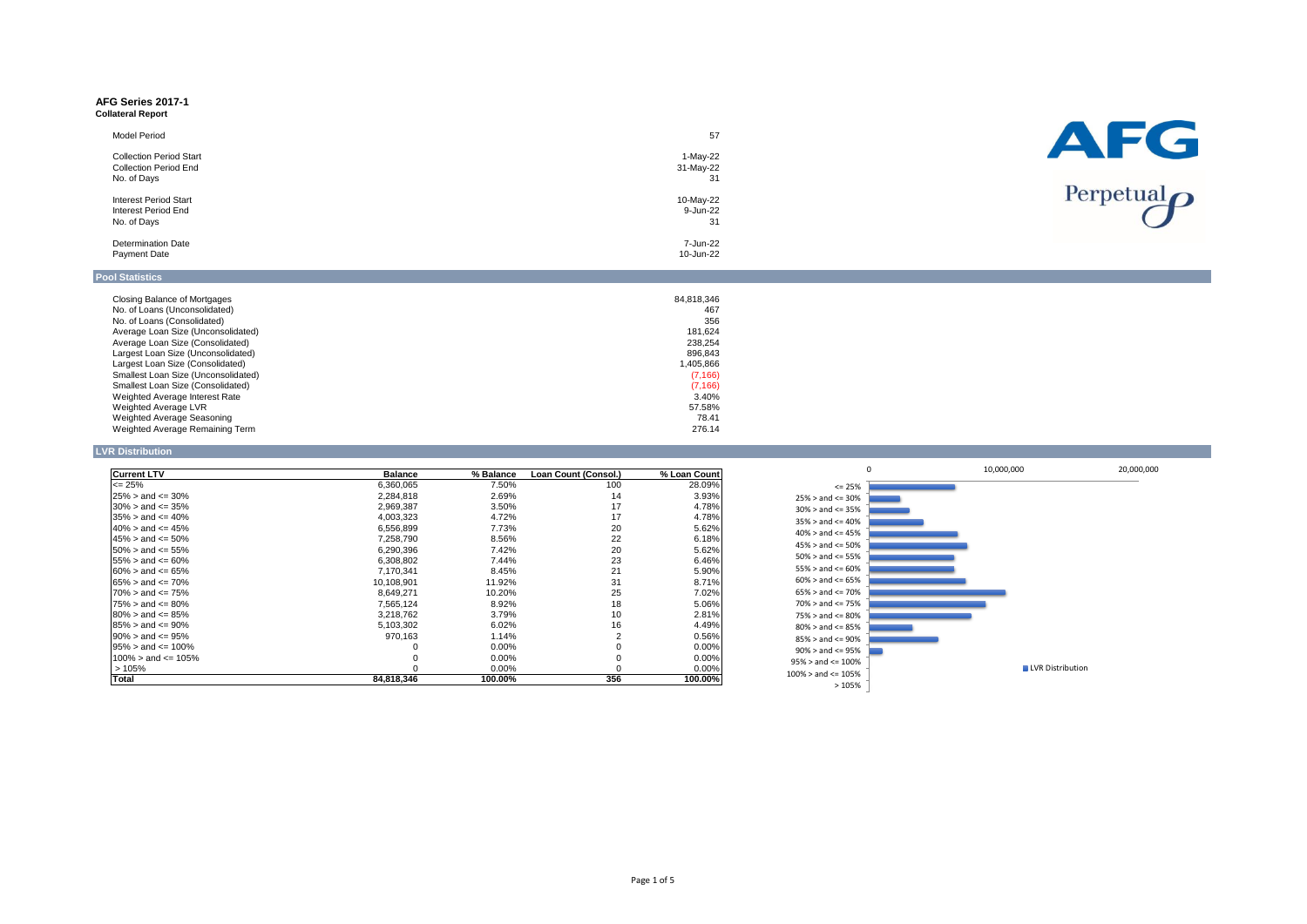# AFG Series 2017-1

**Collateral Report**

| | |
|---|---|
| Model Period | 57 |
| Collection Period Start | 1-May-22 |
| Collection Period End | 31-May-22 |
| No. of Days | 31 |
| Interest Period Start | 10-May-22 |
| Interest Period End | 9-Jun-22 |
| No. of Days | 31 |
| Determination Date | 7-Jun-22 |
| Payment Date | 10-Jun-22 |

AFG

Perpetual

## Pool Statistics

| | |
|---|---|
| Closing Balance of Mortgages | 84,818,346 |
| No. of Loans (Unconsolidated) | 467 |
| No. of Loans (Consolidated) | 356 |
| Average Loan Size (Unconsolidated) | 181,624 |
| Average Loan Size (Consolidated) | 238,254 |
| Largest Loan Size (Unconsolidated) | 896,843 |
| Largest Loan Size (Consolidated) | 1,405,866 |
| Smallest Loan Size (Unconsolidated) | (7,166) |
| Smallest Loan Size (Consolidated) | (7,166) |
| Weighted Average Interest Rate | 3.40% |
| Weighted Average LVR | 57.58% |
| Weighted Average Seasoning | 78.41 |
| Weighted Average Remaining Term | 276.14 |

## LVR Distribution

| Current LTV | Balance | % Balance | Loan Count (Consol.) | % Loan Count |
|---|---|---|---|---|
| <= 25% | 6,360,065 | 7.50% | 100 | 28.09% |
| 25% > and <= 30% | 2,284,818 | 2.69% | 14 | 3.93% |
| 30% > and <= 35% | 2,969,387 | 3.50% | 17 | 4.78% |
| 35% > and <= 40% | 4,003,323 | 4.72% | 17 | 4.78% |
| 40% > and <= 45% | 6,556,899 | 7.73% | 20 | 5.62% |
| 45% > and <= 50% | 7,258,790 | 8.56% | 22 | 6.18% |
| 50% > and <= 55% | 6,290,396 | 7.42% | 20 | 5.62% |
| 55% > and <= 60% | 6,308,802 | 7.44% | 23 | 6.46% |
| 60% > and <= 65% | 7,170,341 | 8.45% | 21 | 5.90% |
| 65% > and <= 70% | 10,108,901 | 11.92% | 31 | 8.71% |
| 70% > and <= 75% | 8,649,271 | 10.20% | 25 | 7.02% |
| 75% > and <= 80% | 7,565,124 | 8.92% | 18 | 5.06% |
| 80% > and <= 85% | 3,218,762 | 3.79% | 10 | 2.81% |
| 85% > and <= 90% | 5,103,302 | 6.02% | 16 | 4.49% |
| 90% > and <= 95% | 970,163 | 1.14% | 2 | 0.56% |
| 95% > and <= 100% | 0 | 0.00% | 0 | 0.00% |
| 100% > and <= 105% | 0 | 0.00% | 0 | 0.00% |
| > 105% | 0 | 0.00% | 0 | 0.00% |
| **Total** | **84,818,346** | **100.00%** | **356** | **100.00%** |

0
10,000,000
20,000,000
<= 25%
25% > and <= 30%
30% > and <= 35%
35% > and <= 40%
40% > and <= 45%
45% > and <= 50%
50% > and <= 55%
55% > and <= 60%
60% > and <= 65%
65% > and <= 70%
70% > and <= 75%
75% > and <= 80%
80% > and <= 85%
85% > and <= 90%
90% > and <= 95%
95% > and <= 100%
100% > and <= 105%
> 105%
LVR Distribution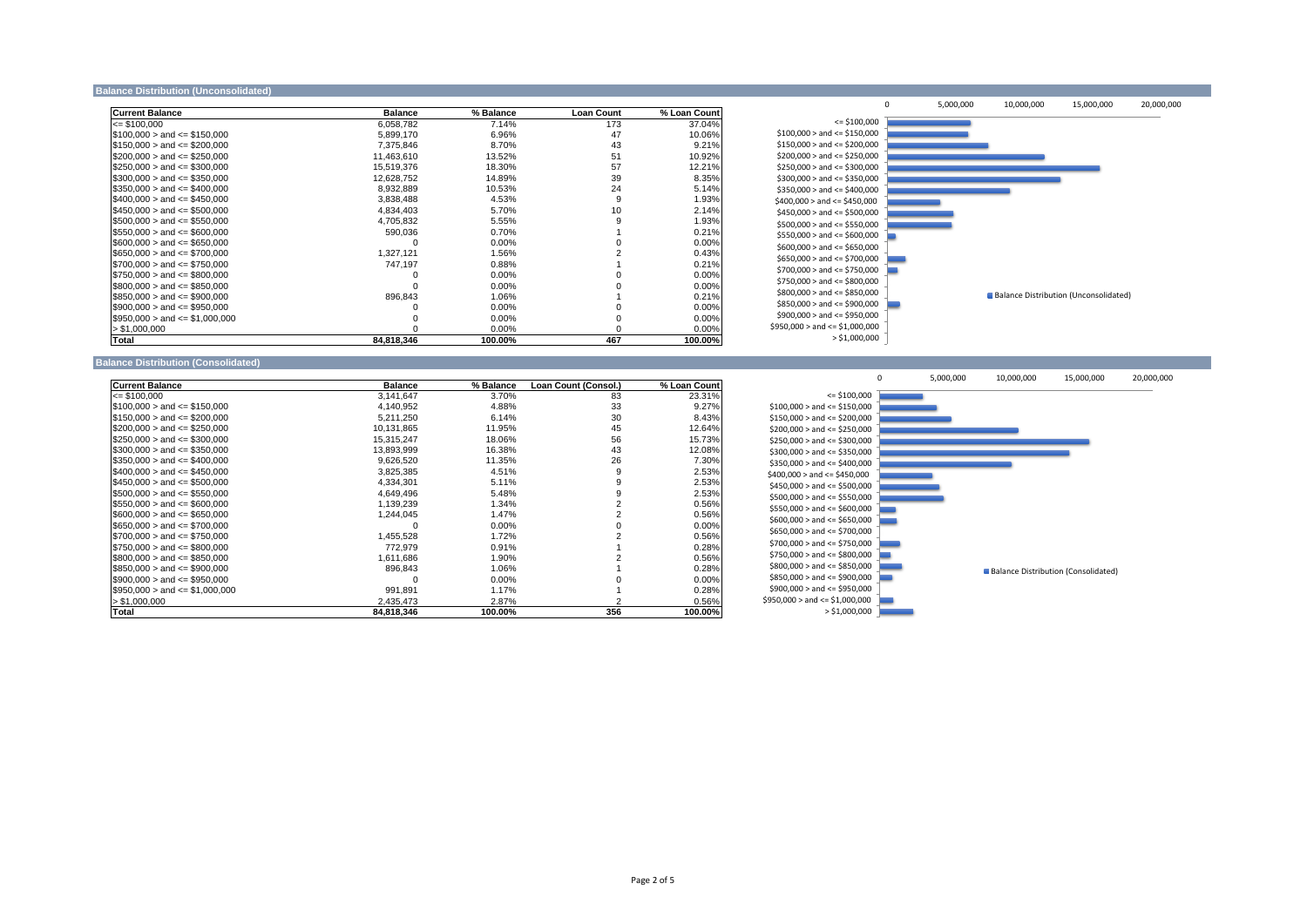## Balance Distribution (Unconsolidated)

| Current Balance | Balance | % Balance | Loan Count | % Loan Count |
|---|---|---|---|---|
| <= $100,000 | 6,058,782 | 7.14% | 173 | 37.04% |
| $100,000 > and <= $150,000 | 5,899,170 | 6.96% | 47 | 10.06% |
| $150,000 > and <= $200,000 | 7,375,846 | 8.70% | 43 | 9.21% |
| $200,000 > and <= $250,000 | 11,463,610 | 13.52% | 51 | 10.92% |
| $250,000 > and <= $300,000 | 15,519,376 | 18.30% | 57 | 12.21% |
| $300,000 > and <= $350,000 | 12,628,752 | 14.89% | 39 | 8.35% |
| $350,000 > and <= $400,000 | 8,932,889 | 10.53% | 24 | 5.14% |
| $400,000 > and <= $450,000 | 3,838,488 | 4.53% | 9 | 1.93% |
| $450,000 > and <= $500,000 | 4,834,403 | 5.70% | 10 | 2.14% |
| $500,000 > and <= $550,000 | 4,705,832 | 5.55% | 9 | 1.93% |
| $550,000 > and <= $600,000 | 590,036 | 0.70% | 1 | 0.21% |
| $600,000 > and <= $650,000 | 0 | 0.00% | 0 | 0.00% |
| $650,000 > and <= $700,000 | 1,327,121 | 1.56% | 2 | 0.43% |
| $700,000 > and <= $750,000 | 747,197 | 0.88% | 1 | 0.21% |
| $750,000 > and <= $800,000 | 0 | 0.00% | 0 | 0.00% |
| $800,000 > and <= $850,000 | 0 | 0.00% | 0 | 0.00% |
| $850,000 > and <= $900,000 | 896,843 | 1.06% | 1 | 0.21% |
| $900,000 > and <= $950,000 | 0 | 0.00% | 0 | 0.00% |
| $950,000 > and <= $1,000,000 | 0 | 0.00% | 0 | 0.00% |
| > $1,000,000 | 0 | 0.00% | 0 | 0.00% |
| **Total** | **84,818,346** | **100.00%** | **467** | **100.00%** |

0
5,000,000
10,000,000
15,000,000
20,000,000
<= $100,000
$100,000 > and <= $150,000
$150,000 > and <= $200,000
$200,000 > and <= $250,000
$250,000 > and <= $300,000
$300,000 > and <= $350,000
$350,000 > and <= $400,000
$400,000 > and <= $450,000
$450,000 > and <= $500,000
$500,000 > and <= $550,000
$550,000 > and <= $600,000
$600,000 > and <= $650,000
$650,000 > and <= $700,000
$700,000 > and <= $750,000
$750,000 > and <= $800,000
$800,000 > and <= $850,000
$850,000 > and <= $900,000
$900,000 > and <= $950,000
$950,000 > and <= $1,000,000
> $1,000,000
Balance Distribution (Unconsolidated)

## Balance Distribution (Consolidated)

| Current Balance | Balance | % Balance | Loan Count (Consol.) | % Loan Count |
|---|---|---|---|---|
| <= $100,000 | 3,141,647 | 3.70% | 83 | 23.31% |
| $100,000 > and <= $150,000 | 4,140,952 | 4.88% | 33 | 9.27% |
| $150,000 > and <= $200,000 | 5,211,250 | 6.14% | 30 | 8.43% |
| $200,000 > and <= $250,000 | 10,131,865 | 11.95% | 45 | 12.64% |
| $250,000 > and <= $300,000 | 15,315,247 | 18.06% | 56 | 15.73% |
| $300,000 > and <= $350,000 | 13,893,999 | 16.38% | 43 | 12.08% |
| $350,000 > and <= $400,000 | 9,626,520 | 11.35% | 26 | 7.30% |
| $400,000 > and <= $450,000 | 3,825,385 | 4.51% | 9 | 2.53% |
| $450,000 > and <= $500,000 | 4,334,301 | 5.11% | 9 | 2.53% |
| $500,000 > and <= $550,000 | 4,649,496 | 5.48% | 9 | 2.53% |
| $550,000 > and <= $600,000 | 1,139,239 | 1.34% | 2 | 0.56% |
| $600,000 > and <= $650,000 | 1,244,045 | 1.47% | 2 | 0.56% |
| $650,000 > and <= $700,000 | 0 | 0.00% | 0 | 0.00% |
| $700,000 > and <= $750,000 | 1,455,528 | 1.72% | 2 | 0.56% |
| $750,000 > and <= $800,000 | 772,979 | 0.91% | 1 | 0.28% |
| $800,000 > and <= $850,000 | 1,611,686 | 1.90% | 2 | 0.56% |
| $850,000 > and <= $900,000 | 896,843 | 1.06% | 1 | 0.28% |
| $900,000 > and <= $950,000 | 0 | 0.00% | 0 | 0.00% |
| $950,000 > and <= $1,000,000 | 991,891 | 1.17% | 1 | 0.28% |
| > $1,000,000 | 2,435,473 | 2.87% | 2 | 0.56% |
| **Total** | **84,818,346** | **100.00%** | **356** | **100.00%** |

0
5,000,000
10,000,000
15,000,000
20,000,000
<= $100,000
$100,000 > and <= $150,000
$150,000 > and <= $200,000
$200,000 > and <= $250,000
$250,000 > and <= $300,000
$300,000 > and <= $350,000
$350,000 > and <= $400,000
$400,000 > and <= $450,000
$450,000 > and <= $500,000
$500,000 > and <= $550,000
$550,000 > and <= $600,000
$600,000 > and <= $650,000
$650,000 > and <= $700,000
$700,000 > and <= $750,000
$750,000 > and <= $800,000
$800,000 > and <= $850,000
$850,000 > and <= $900,000
$900,000 > and <= $950,000
$950,000 > and <= $1,000,000
> $1,000,000
Balance Distribution (Consolidated)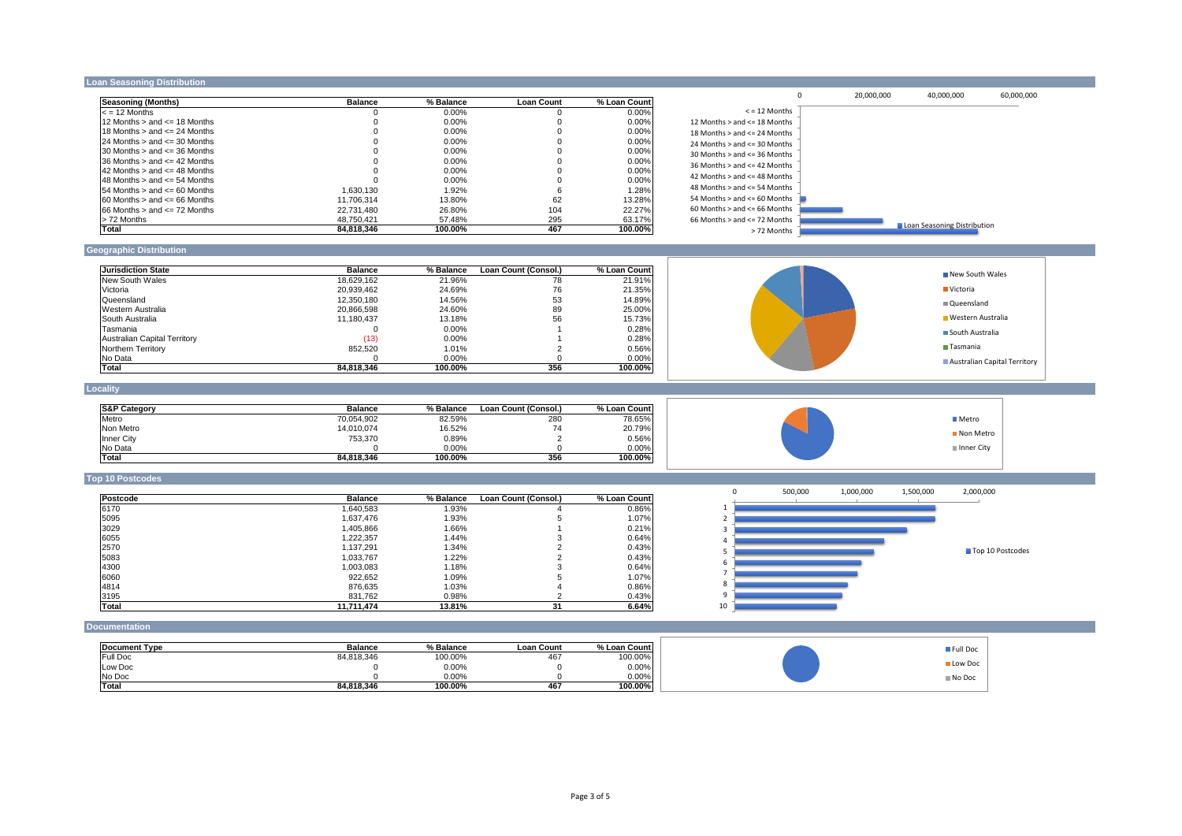## Loan Seasoning Distribution

| Seasoning (Months) | Balance | % Balance | Loan Count | % Loan Count |
|---|---|---|---|---|
| < = 12 Months | 0 | 0.00% | 0 | 0.00% |
| 12 Months > and <= 18 Months | 0 | 0.00% | 0 | 0.00% |
| 18 Months > and <= 24 Months | 0 | 0.00% | 0 | 0.00% |
| 24 Months > and <= 30 Months | 0 | 0.00% | 0 | 0.00% |
| 30 Months > and <= 36 Months | 0 | 0.00% | 0 | 0.00% |
| 36 Months > and <= 42 Months | 0 | 0.00% | 0 | 0.00% |
| 42 Months > and <= 48 Months | 0 | 0.00% | 0 | 0.00% |
| 48 Months > and <= 54 Months | 0 | 0.00% | 0 | 0.00% |
| 54 Months > and <= 60 Months | 1,630,130 | 1.92% | 6 | 1.28% |
| 60 Months > and <= 66 Months | 11,706,314 | 13.80% | 62 | 13.28% |
| 66 Months > and <= 72 Months | 22,731,480 | 26.80% | 104 | 22.27% |
| > 72 Months | 48,750,421 | 57.48% | 295 | 63.17% |
| **Total** | **84,818,346** | **100.00%** | **467** | **100.00%** |

0
20,000,000
40,000,000
60,000,000
< = 12 Months
12 Months > and <= 18 Months
18 Months > and <= 24 Months
24 Months > and <= 30 Months
30 Months > and <= 36 Months
36 Months > and <= 42 Months
42 Months > and <= 48 Months
48 Months > and <= 54 Months
54 Months > and <= 60 Months
60 Months > and <= 66 Months
66 Months > and <= 72 Months
> 72 Months
Loan Seasoning Distribution

## Geographic Distribution

| Jurisdiction State | Balance | % Balance | Loan Count (Consol.) | % Loan Count |
|---|---|---|---|---|
| New South Wales | 18,629,162 | 21.96% | 78 | 21.91% |
| Victoria | 20,939,462 | 24.69% | 76 | 21.35% |
| Queensland | 12,350,180 | 14.56% | 53 | 14.89% |
| Western Australia | 20,866,598 | 24.60% | 89 | 25.00% |
| South Australia | 11,180,437 | 13.18% | 56 | 15.73% |
| Tasmania | 0 | 0.00% | 1 | 0.28% |
| Australian Capital Territory | (13) | 0.00% | 1 | 0.28% |
| Northern Territory | 852,520 | 1.01% | 2 | 0.56% |
| No Data | 0 | 0.00% | 0 | 0.00% |
| **Total** | **84,818,346** | **100.00%** | **356** | **100.00%** |

New South Wales
Victoria
Queensland
Western Australia
South Australia
Tasmania
Australian Capital Territory

## Locality

| S&P Category | Balance | % Balance | Loan Count (Consol.) | % Loan Count |
|---|---|---|---|---|
| Metro | 70,054,902 | 82.59% | 280 | 78.65% |
| Non Metro | 14,010,074 | 16.52% | 74 | 20.79% |
| Inner City | 753,370 | 0.89% | 2 | 0.56% |
| No Data | 0 | 0.00% | 0 | 0.00% |
| **Total** | **84,818,346** | **100.00%** | **356** | **100.00%** |

Metro
Non Metro
Inner City

## Top 10 Postcodes

| Postcode | Balance | % Balance | Loan Count (Consol.) | % Loan Count |
|---|---|---|---|---|
| 6170 | 1,640,583 | 1.93% | 4 | 0.86% |
| 5095 | 1,637,476 | 1.93% | 5 | 1.07% |
| 3029 | 1,405,866 | 1.66% | 1 | 0.21% |
| 6055 | 1,222,357 | 1.44% | 3 | 0.64% |
| 2570 | 1,137,291 | 1.34% | 2 | 0.43% |
| 5083 | 1,033,767 | 1.22% | 2 | 0.43% |
| 4300 | 1,003,083 | 1.18% | 3 | 0.64% |
| 6060 | 922,652 | 1.09% | 5 | 1.07% |
| 4814 | 876,635 | 1.03% | 4 | 0.86% |
| 3195 | 831,762 | 0.98% | 2 | 0.43% |
| **Total** | **11,711,474** | **13.81%** | **31** | **6.64%** |

0
500,000
1,000,000
1,500,000
2,000,000
1
2
3
4
5
6
7
8
9
10
Top 10 Postcodes

## Documentation

| Document Type | Balance | % Balance | Loan Count | % Loan Count |
|---|---|---|---|---|
| Full Doc | 84,818,346 | 100.00% | 467 | 100.00% |
| Low Doc | 0 | 0.00% | 0 | 0.00% |
| No Doc | 0 | 0.00% | 0 | 0.00% |
| **Total** | **84,818,346** | **100.00%** | **467** | **100.00%** |

Full Doc
Low Doc
No Doc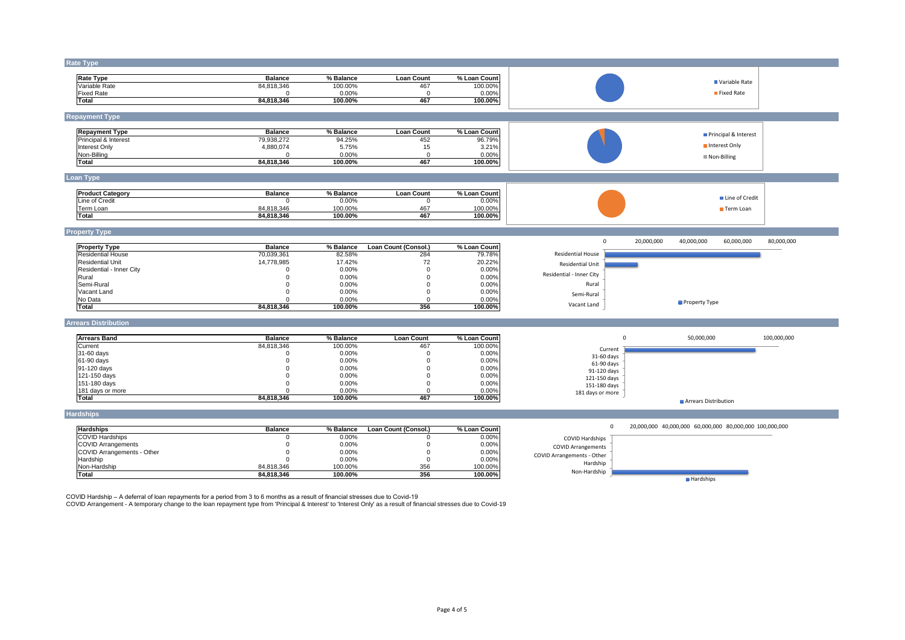## Rate Type

| Rate Type | Balance | % Balance | Loan Count | % Loan Count |
|---|---|---|---|---|
| Variable Rate | 84,818,346 | 100.00% | 467 | 100.00% |
| Fixed Rate | 0 | 0.00% | 0 | 0.00% |
| **Total** | **84,818,346** | **100.00%** | **467** | **100.00%** |

Variable Rate
Fixed Rate

## Repayment Type

| Repayment Type | Balance | % Balance | Loan Count | % Loan Count |
|---|---|---|---|---|
| Principal & Interest | 79,938,272 | 94.25% | 452 | 96.79% |
| Interest Only | 4,880,074 | 5.75% | 15 | 3.21% |
| Non-Billing | 0 | 0.00% | 0 | 0.00% |
| **Total** | **84,818,346** | **100.00%** | **467** | **100.00%** |

Principal & Interest
Interest Only
Non-Billing

## Loan Type

| Product Category | Balance | % Balance | Loan Count | % Loan Count |
|---|---|---|---|---|
| Line of Credit | 0 | 0.00% | 0 | 0.00% |
| Term Loan | 84,818,346 | 100.00% | 467 | 100.00% |
| **Total** | **84,818,346** | **100.00%** | **467** | **100.00%** |

Line of Credit
Term Loan

## Property Type

| Property Type | Balance | % Balance | Loan Count (Consol.) | % Loan Count |
|---|---|---|---|---|
| Residential House | 70,039,361 | 82.58% | 284 | 79.78% |
| Residential Unit | 14,778,985 | 17.42% | 72 | 20.22% |
| Residential - Inner City | 0 | 0.00% | 0 | 0.00% |
| Rural | 0 | 0.00% | 0 | 0.00% |
| Semi-Rural | 0 | 0.00% | 0 | 0.00% |
| Vacant Land | 0 | 0.00% | 0 | 0.00% |
| No Data | 0 | 0.00% | 0 | 0.00% |
| **Total** | **84,818,346** | **100.00%** | **356** | **100.00%** |

0 20,000,000 40,000,000 60,000,000 80,000,000
Residential House
Residential Unit
Residential - Inner City
Rural
Semi-Rural
Vacant Land
Property Type

## Arrears Distribution

| Arrears Band | Balance | % Balance | Loan Count | % Loan Count |
|---|---|---|---|---|
| Current | 84,818,346 | 100.00% | 467 | 100.00% |
| 31-60 days | 0 | 0.00% | 0 | 0.00% |
| 61-90 days | 0 | 0.00% | 0 | 0.00% |
| 91-120 days | 0 | 0.00% | 0 | 0.00% |
| 121-150 days | 0 | 0.00% | 0 | 0.00% |
| 151-180 days | 0 | 0.00% | 0 | 0.00% |
| 181 days or more | 0 | 0.00% | 0 | 0.00% |
| **Total** | **84,818,346** | **100.00%** | **467** | **100.00%** |

0 50,000,000 100,000,000
Current
31-60 days
61-90 days
91-120 days
121-150 days
151-180 days
181 days or more
Arrears Distribution

## Hardships

| Hardships | Balance | % Balance | Loan Count (Consol.) | % Loan Count |
|---|---|---|---|---|
| COVID Hardships | 0 | 0.00% | 0 | 0.00% |
| COVID Arrangements | 0 | 0.00% | 0 | 0.00% |
| COVID Arrangements - Other | 0 | 0.00% | 0 | 0.00% |
| Hardship | 0 | 0.00% | 0 | 0.00% |
| Non-Hardship | 84,818,346 | 100.00% | 356 | 100.00% |
| **Total** | **84,818,346** | **100.00%** | **356** | **100.00%** |

0 20,000,000 40,000,000 60,000,000 80,000,000 100,000,000
COVID Hardships
COVID Arrangements
COVID Arrangements - Other
Hardship
Non-Hardship
Hardships

COVID Hardship – A deferral of loan repayments for a period from 3 to 6 months as a result of financial stresses due to Covid-19

COVID Arrangement - A temporary change to the loan repayment type from 'Principal & Interest' to 'Interest Only' as a result of financial stresses due to Covid-19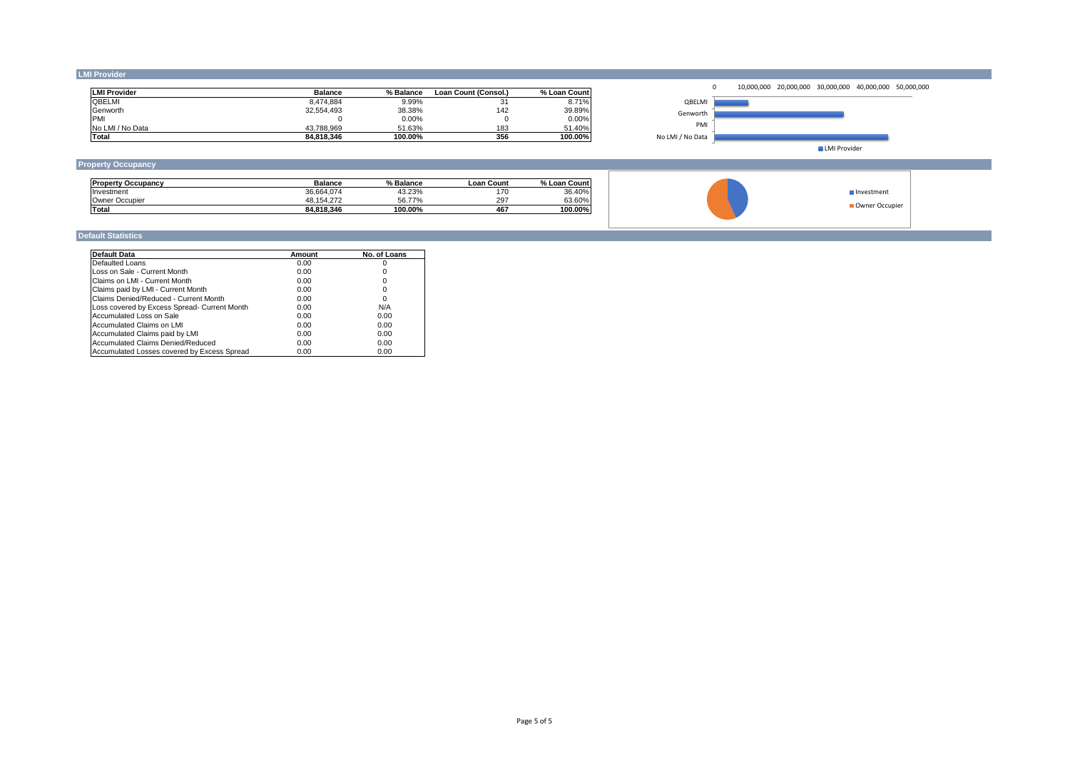## LMI Provider

| LMI Provider | Balance | % Balance | Loan Count (Consol.) | % Loan Count |
|---|---|---|---|---|
| QBELMI | 8,474,884 | 9.99% | 31 | 8.71% |
| Genworth | 32,554,493 | 38.38% | 142 | 39.89% |
| PMI | 0 | 0.00% | 0 | 0.00% |
| No LMI / No Data | 43,788,969 | 51.63% | 183 | 51.40% |
| **Total** | **84,818,346** | **100.00%** | **356** | **100.00%** |

0 10,000,000 20,000,000 30,000,000 40,000,000 50,000,000

QBELMI

Genworth

PMI

No LMI / No Data

LMI Provider

## Property Occupancy

| Property Occupancy | Balance | % Balance | Loan Count | % Loan Count |
|---|---|---|---|---|
| Investment | 36,664,074 | 43.23% | 170 | 36.40% |
| Owner Occupier | 48,154,272 | 56.77% | 297 | 63.60% |
| **Total** | **84,818,346** | **100.00%** | **467** | **100.00%** |

Investment

Owner Occupier

## Default Statistics

| Default Data | Amount | No. of Loans |
|---|---|---|
| Defaulted Loans | 0.00 | 0 |
| Loss on Sale - Current Month | 0.00 | 0 |
| Claims on LMI - Current Month | 0.00 | 0 |
| Claims paid by LMI - Current Month | 0.00 | 0 |
| Claims Denied/Reduced - Current Month | 0.00 | 0 |
| Loss covered by Excess Spread- Current Month | 0.00 | N/A |
| Accumulated Loss on Sale | 0.00 | 0.00 |
| Accumulated Claims on LMI | 0.00 | 0.00 |
| Accumulated Claims paid by LMI | 0.00 | 0.00 |
| Accumulated Claims Denied/Reduced | 0.00 | 0.00 |
| Accumulated Losses covered by Excess Spread | 0.00 | 0.00 |